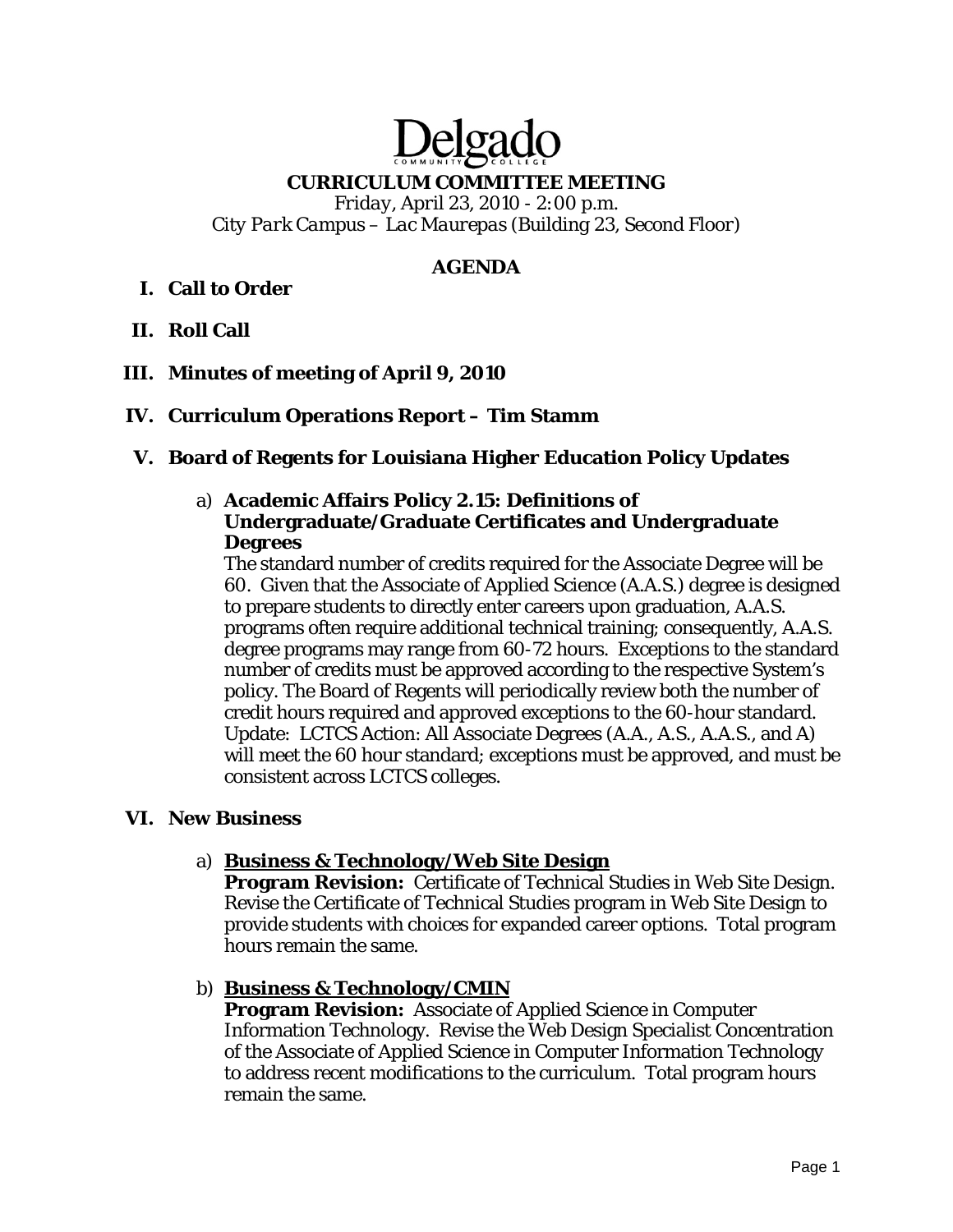# Delgado Community College

## CURRICULUM COMMITTEE MEETING

*Friday, April 23, 2010 - 2:00 p.m.*
*City Park Campus – Lac Maurepas (Building 23, Second Floor)*

### AGENDA

**I. Call to Order**

**II. Roll Call**

**III. Minutes of meeting of April 9, 2010**

**IV. Curriculum Operations Report – Tim Stamm**

**V. Board of Regents for Louisiana Higher Education Policy Updates**

a) **Academic Affairs Policy 2.15: Definitions of Undergraduate/Graduate Certificates and Undergraduate Degrees**
The standard number of credits required for the Associate Degree will be 60. Given that the Associate of Applied Science (A.A.S.) degree is designed to prepare students to directly enter careers upon graduation, A.A.S. programs often require additional technical training; consequently, A.A.S. degree programs may range from 60-72 hours. Exceptions to the standard number of credits must be approved according to the respective System's policy. The Board of Regents will periodically review both the number of credit hours required and approved exceptions to the 60-hour standard. Update: LCTCS Action: All Associate Degrees (A.A., A.S., A.A.S., and A) will meet the 60 hour standard; exceptions must be approved, and must be consistent across LCTCS colleges.

**VI. New Business**

a) **Business & Technology/Web Site Design**
**Program Revision:** Certificate of Technical Studies in Web Site Design. Revise the Certificate of Technical Studies program in Web Site Design to provide students with choices for expanded career options. Total program hours remain the same.

b) **Business & Technology/CMIN**
**Program Revision:** Associate of Applied Science in Computer Information Technology. Revise the Web Design Specialist Concentration of the Associate of Applied Science in Computer Information Technology to address recent modifications to the curriculum. Total program hours remain the same.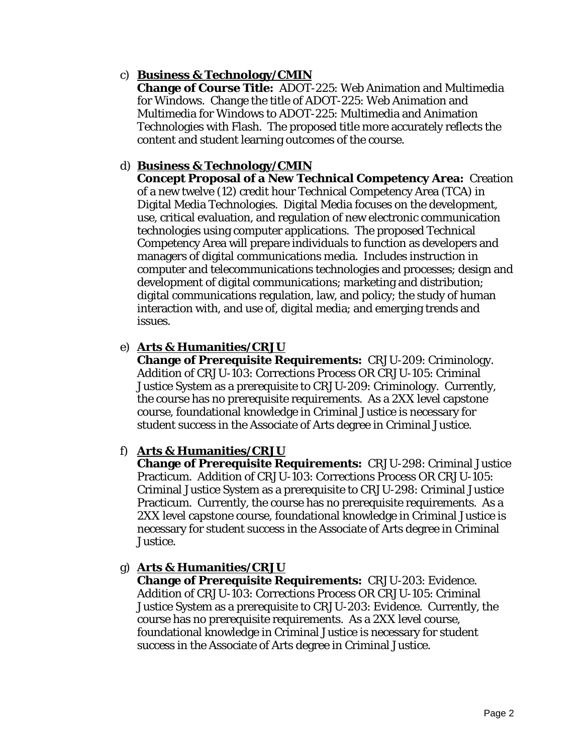c) **<u>Business & Technology/CMIN</u>**
   **Change of Course Title:** ADOT-225: Web Animation and Multimedia for Windows. Change the title of ADOT-225: Web Animation and Multimedia for Windows to ADOT-225: Multimedia and Animation Technologies with Flash. The proposed title more accurately reflects the content and student learning outcomes of the course.

d) **<u>Business & Technology/CMIN</u>**
   **Concept Proposal of a New Technical Competency Area:** Creation of a new twelve (12) credit hour Technical Competency Area (TCA) in Digital Media Technologies. Digital Media focuses on the development, use, critical evaluation, and regulation of new electronic communication technologies using computer applications. The proposed Technical Competency Area will prepare individuals to function as developers and managers of digital communications media. Includes instruction in computer and telecommunications technologies and processes; design and development of digital communications; marketing and distribution; digital communications regulation, law, and policy; the study of human interaction with, and use of, digital media; and emerging trends and issues.

e) **<u>Arts & Humanities/CRJU</u>**
   **Change of Prerequisite Requirements:** CRJU-209: Criminology. Addition of CRJU-103: Corrections Process OR CRJU-105: Criminal Justice System as a prerequisite to CRJU-209: Criminology. Currently, the course has no prerequisite requirements. As a 2XX level capstone course, foundational knowledge in Criminal Justice is necessary for student success in the Associate of Arts degree in Criminal Justice.

f) **<u>Arts & Humanities/CRJU</u>**
   **Change of Prerequisite Requirements:** CRJU-298: Criminal Justice Practicum. Addition of CRJU-103: Corrections Process OR CRJU-105: Criminal Justice System as a prerequisite to CRJU-298: Criminal Justice Practicum. Currently, the course has no prerequisite requirements. As a 2XX level capstone course, foundational knowledge in Criminal Justice is necessary for student success in the Associate of Arts degree in Criminal Justice.

g) **<u>Arts & Humanities/CRJU</u>**
   **Change of Prerequisite Requirements:** CRJU-203: Evidence. Addition of CRJU-103: Corrections Process OR CRJU-105: Criminal Justice System as a prerequisite to CRJU-203: Evidence. Currently, the course has no prerequisite requirements. As a 2XX level course, foundational knowledge in Criminal Justice is necessary for student success in the Associate of Arts degree in Criminal Justice.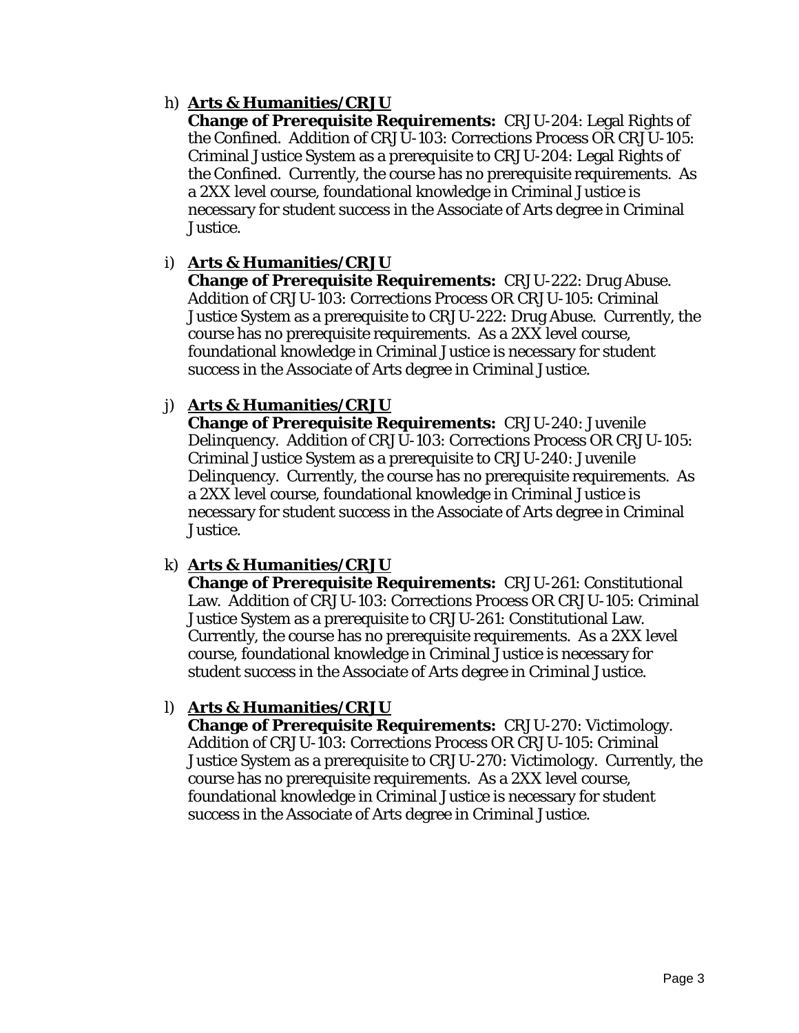h) **<u>Arts & Humanities/CRJU</u>**
   **Change of Prerequisite Requirements:** CRJU-204: Legal Rights of the Confined. Addition of CRJU-103: Corrections Process OR CRJU-105: Criminal Justice System as a prerequisite to CRJU-204: Legal Rights of the Confined. Currently, the course has no prerequisite requirements. As a 2XX level course, foundational knowledge in Criminal Justice is necessary for student success in the Associate of Arts degree in Criminal Justice.

i) **<u>Arts & Humanities/CRJU</u>**
   **Change of Prerequisite Requirements:** CRJU-222: Drug Abuse. Addition of CRJU-103: Corrections Process OR CRJU-105: Criminal Justice System as a prerequisite to CRJU-222: Drug Abuse. Currently, the course has no prerequisite requirements. As a 2XX level course, foundational knowledge in Criminal Justice is necessary for student success in the Associate of Arts degree in Criminal Justice.

j) **<u>Arts & Humanities/CRJU</u>**
   **Change of Prerequisite Requirements:** CRJU-240: Juvenile Delinquency. Addition of CRJU-103: Corrections Process OR CRJU-105: Criminal Justice System as a prerequisite to CRJU-240: Juvenile Delinquency. Currently, the course has no prerequisite requirements. As a 2XX level course, foundational knowledge in Criminal Justice is necessary for student success in the Associate of Arts degree in Criminal Justice.

k) **<u>Arts & Humanities/CRJU</u>**
   **Change of Prerequisite Requirements:** CRJU-261: Constitutional Law. Addition of CRJU-103: Corrections Process OR CRJU-105: Criminal Justice System as a prerequisite to CRJU-261: Constitutional Law. Currently, the course has no prerequisite requirements. As a 2XX level course, foundational knowledge in Criminal Justice is necessary for student success in the Associate of Arts degree in Criminal Justice.

l) **<u>Arts & Humanities/CRJU</u>**
   **Change of Prerequisite Requirements:** CRJU-270: Victimology. Addition of CRJU-103: Corrections Process OR CRJU-105: Criminal Justice System as a prerequisite to CRJU-270: Victimology. Currently, the course has no prerequisite requirements. As a 2XX level course, foundational knowledge in Criminal Justice is necessary for student success in the Associate of Arts degree in Criminal Justice.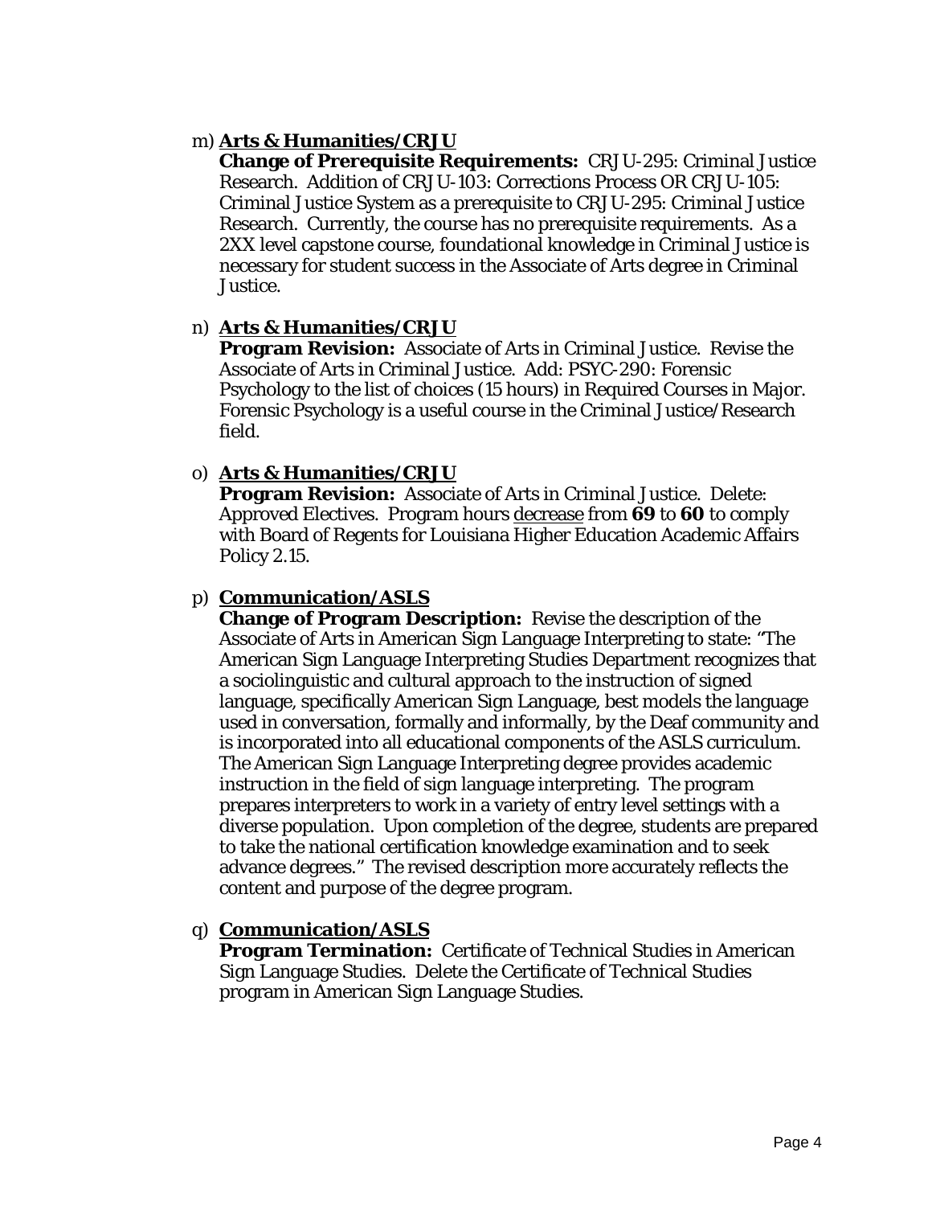m) **Arts & Humanities/CRJU**
   **Change of Prerequisite Requirements:** CRJU-295: Criminal Justice Research. Addition of CRJU-103: Corrections Process OR CRJU-105: Criminal Justice System as a prerequisite to CRJU-295: Criminal Justice Research. Currently, the course has no prerequisite requirements. As a 2XX level capstone course, foundational knowledge in Criminal Justice is necessary for student success in the Associate of Arts degree in Criminal Justice.

n) **Arts & Humanities/CRJU**
   **Program Revision:** Associate of Arts in Criminal Justice. Revise the Associate of Arts in Criminal Justice. Add: PSYC-290: Forensic Psychology to the list of choices (15 hours) in Required Courses in Major. Forensic Psychology is a useful course in the Criminal Justice/Research field.

o) **Arts & Humanities/CRJU**
   **Program Revision:** Associate of Arts in Criminal Justice. Delete: Approved Electives. Program hours decrease from **69** to **60** to comply with Board of Regents for Louisiana Higher Education Academic Affairs Policy 2.15.

p) **Communication/ASLS**
   **Change of Program Description:** Revise the description of the Associate of Arts in American Sign Language Interpreting to state: "The American Sign Language Interpreting Studies Department recognizes that a sociolinguistic and cultural approach to the instruction of signed language, specifically American Sign Language, best models the language used in conversation, formally and informally, by the Deaf community and is incorporated into all educational components of the ASLS curriculum. The American Sign Language Interpreting degree provides academic instruction in the field of sign language interpreting. The program prepares interpreters to work in a variety of entry level settings with a diverse population. Upon completion of the degree, students are prepared to take the national certification knowledge examination and to seek advance degrees." The revised description more accurately reflects the content and purpose of the degree program.

q) **Communication/ASLS**
   **Program Termination:** Certificate of Technical Studies in American Sign Language Studies. Delete the Certificate of Technical Studies program in American Sign Language Studies.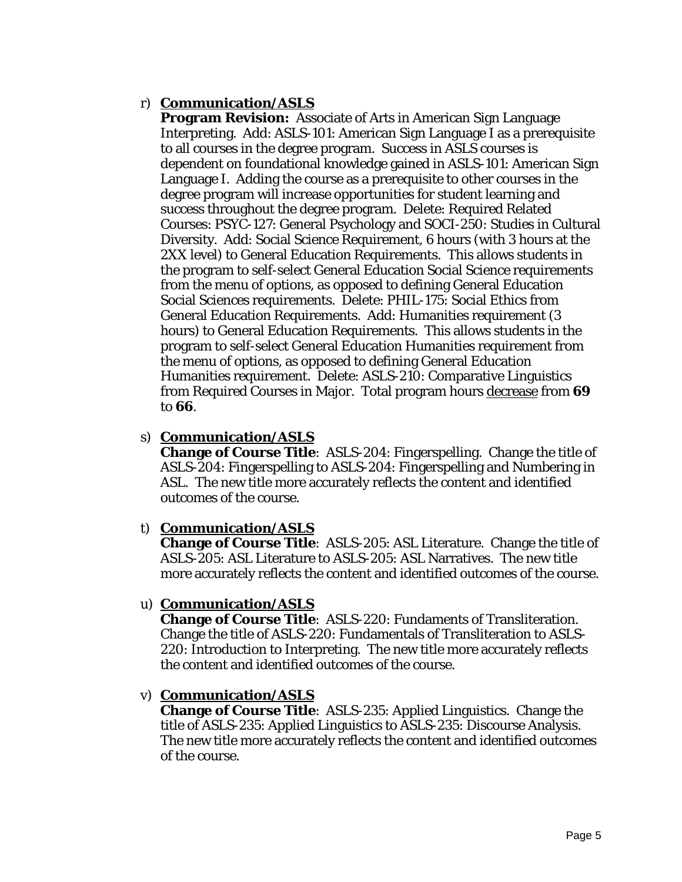r) <u>**Communication/ASLS**</u>
**Program Revision:** Associate of Arts in American Sign Language Interpreting. Add: ASLS-101: American Sign Language I as a prerequisite to all courses in the degree program. Success in ASLS courses is dependent on foundational knowledge gained in ASLS-101: American Sign Language I. Adding the course as a prerequisite to other courses in the degree program will increase opportunities for student learning and success throughout the degree program. Delete: Required Related Courses: PSYC-127: General Psychology and SOCI-250: Studies in Cultural Diversity. Add: Social Science Requirement, 6 hours (with 3 hours at the 2XX level) to General Education Requirements. This allows students in the program to self-select General Education Social Science requirements from the menu of options, as opposed to defining General Education Social Sciences requirements. Delete: PHIL-175: Social Ethics from General Education Requirements. Add: Humanities requirement (3 hours) to General Education Requirements. This allows students in the program to self-select General Education Humanities requirement from the menu of options, as opposed to defining General Education Humanities requirement. Delete: ASLS-210: Comparative Linguistics from Required Courses in Major. Total program hours <u>decrease</u> from **69** to **66**.

s) <u>**Communication/ASLS**</u>
**Change of Course Title**: ASLS-204: Fingerspelling. Change the title of ASLS-204: Fingerspelling to ASLS-204: Fingerspelling and Numbering in ASL. The new title more accurately reflects the content and identified outcomes of the course.

t) <u>**Communication/ASLS**</u>
**Change of Course Title**: ASLS-205: ASL Literature. Change the title of ASLS-205: ASL Literature to ASLS-205: ASL Narratives. The new title more accurately reflects the content and identified outcomes of the course.

u) <u>**Communication/ASLS**</u>
**Change of Course Title**: ASLS-220: Fundaments of Transliteration. Change the title of ASLS-220: Fundamentals of Transliteration to ASLS-220: Introduction to Interpreting. The new title more accurately reflects the content and identified outcomes of the course.

v) <u>**Communication/ASLS**</u>
**Change of Course Title**: ASLS-235: Applied Linguistics. Change the title of ASLS-235: Applied Linguistics to ASLS-235: Discourse Analysis. The new title more accurately reflects the content and identified outcomes of the course.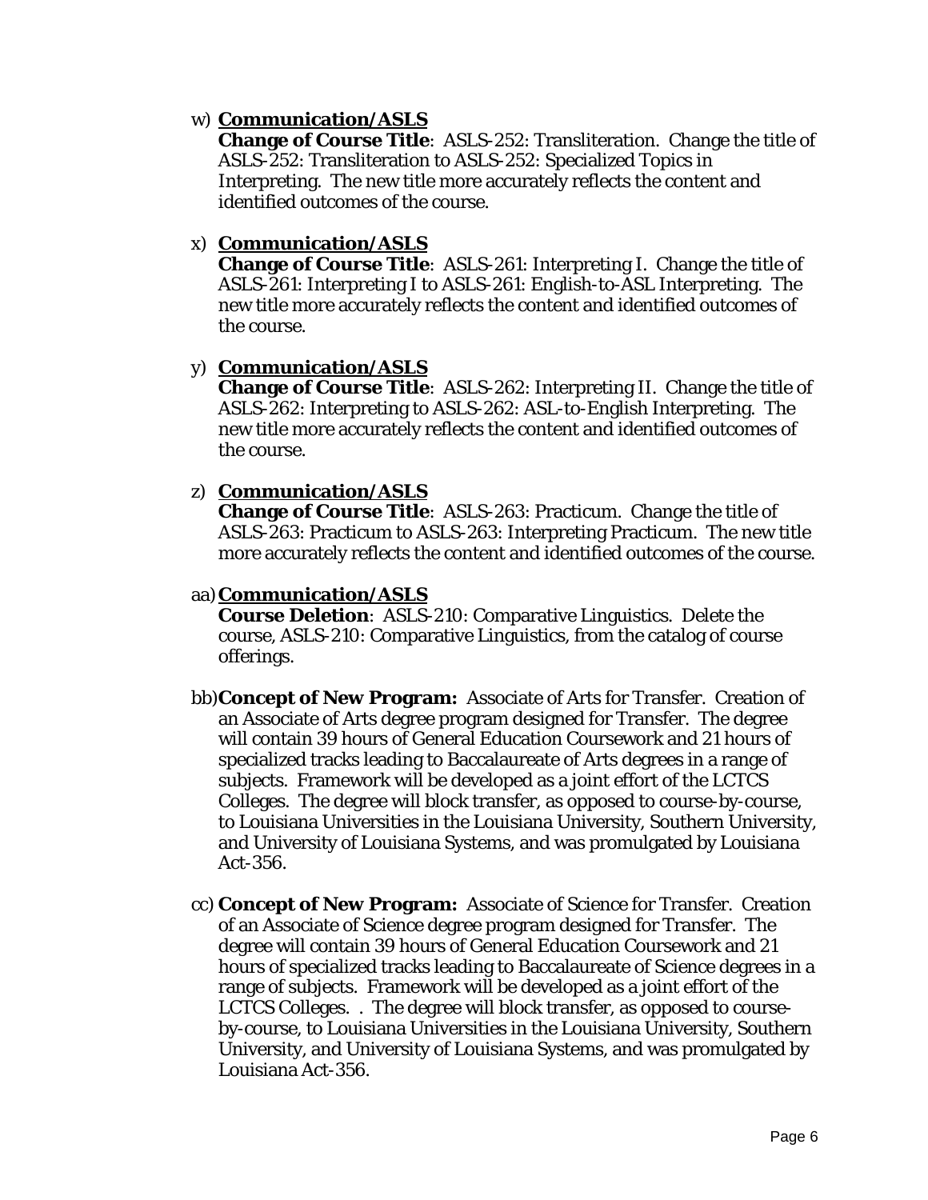w) **Communication/ASLS**
   **Change of Course Title**: ASLS-252: Transliteration. Change the title of ASLS-252: Transliteration to ASLS-252: Specialized Topics in Interpreting. The new title more accurately reflects the content and identified outcomes of the course.

x) **Communication/ASLS**
   **Change of Course Title**: ASLS-261: Interpreting I. Change the title of ASLS-261: Interpreting I to ASLS-261: English-to-ASL Interpreting. The new title more accurately reflects the content and identified outcomes of the course.

y) **Communication/ASLS**
   **Change of Course Title**: ASLS-262: Interpreting II. Change the title of ASLS-262: Interpreting to ASLS-262: ASL-to-English Interpreting. The new title more accurately reflects the content and identified outcomes of the course.

z) **Communication/ASLS**
   **Change of Course Title**: ASLS-263: Practicum. Change the title of ASLS-263: Practicum to ASLS-263: Interpreting Practicum. The new title more accurately reflects the content and identified outcomes of the course.

aa) **Communication/ASLS**
   **Course Deletion**: ASLS-210: Comparative Linguistics. Delete the course, ASLS-210: Comparative Linguistics, from the catalog of course offerings.

bb) **Concept of New Program:** Associate of Arts for Transfer. Creation of an Associate of Arts degree program designed for Transfer. The degree will contain 39 hours of General Education Coursework and 21 hours of specialized tracks leading to Baccalaureate of Arts degrees in a range of subjects. Framework will be developed as a joint effort of the LCTCS Colleges. The degree will block transfer, as opposed to course-by-course, to Louisiana Universities in the Louisiana University, Southern University, and University of Louisiana Systems, and was promulgated by Louisiana Act-356.

cc) **Concept of New Program:** Associate of Science for Transfer. Creation of an Associate of Science degree program designed for Transfer. The degree will contain 39 hours of General Education Coursework and 21 hours of specialized tracks leading to Baccalaureate of Science degrees in a range of subjects. Framework will be developed as a joint effort of the LCTCS Colleges. . The degree will block transfer, as opposed to course-by-course, to Louisiana Universities in the Louisiana University, Southern University, and University of Louisiana Systems, and was promulgated by Louisiana Act-356.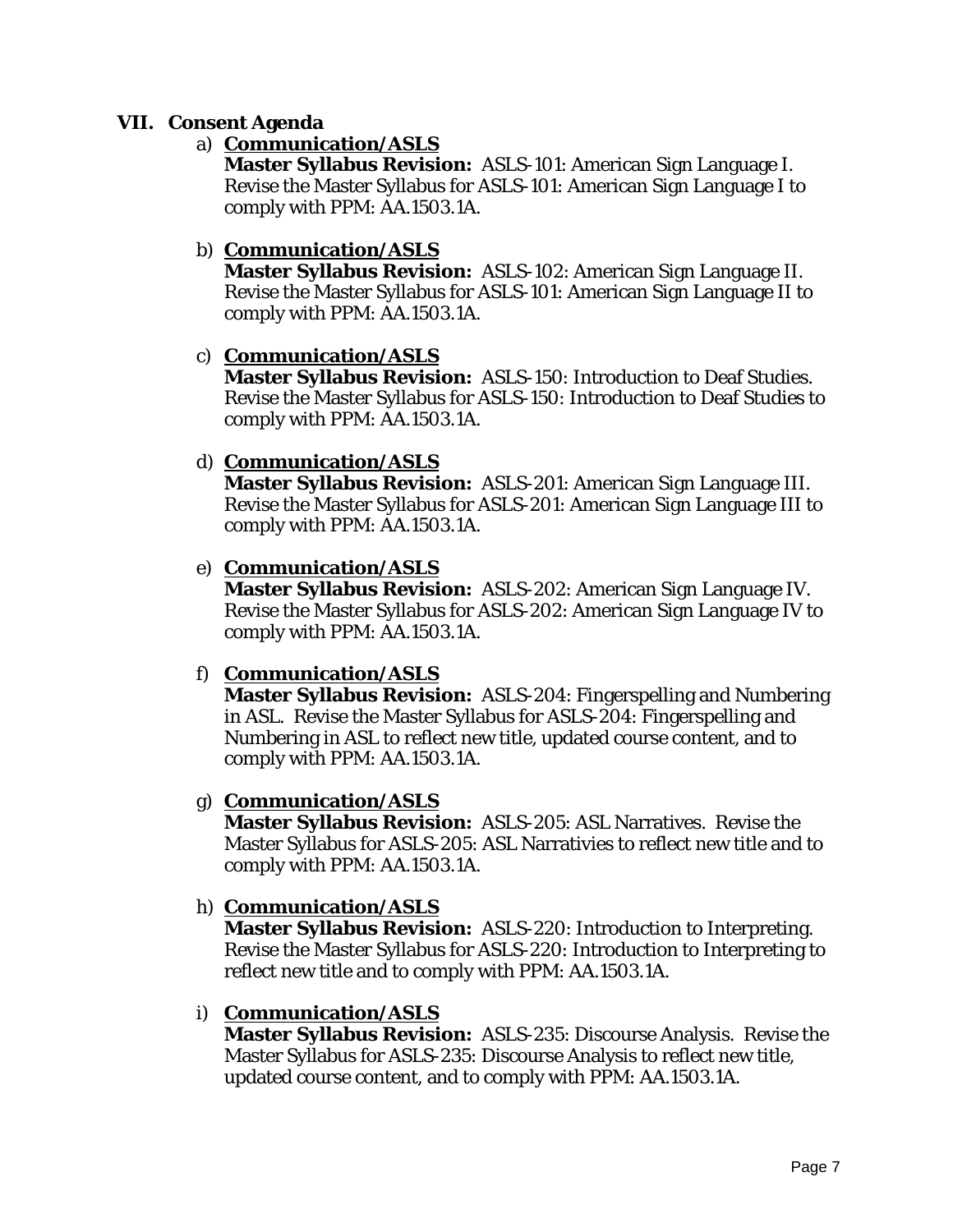## VII. Consent Agenda

a) **Communication/ASLS**
**Master Syllabus Revision:** ASLS-101: American Sign Language I. Revise the Master Syllabus for ASLS-101: American Sign Language I to comply with PPM: AA.1503.1A.

b) **Communication/ASLS**
**Master Syllabus Revision:** ASLS-102: American Sign Language II. Revise the Master Syllabus for ASLS-101: American Sign Language II to comply with PPM: AA.1503.1A.

c) **Communication/ASLS**
**Master Syllabus Revision:** ASLS-150: Introduction to Deaf Studies. Revise the Master Syllabus for ASLS-150: Introduction to Deaf Studies to comply with PPM: AA.1503.1A.

d) **Communication/ASLS**
**Master Syllabus Revision:** ASLS-201: American Sign Language III. Revise the Master Syllabus for ASLS-201: American Sign Language III to comply with PPM: AA.1503.1A.

e) **Communication/ASLS**
**Master Syllabus Revision:** ASLS-202: American Sign Language IV. Revise the Master Syllabus for ASLS-202: American Sign Language IV to comply with PPM: AA.1503.1A.

f) **Communication/ASLS**
**Master Syllabus Revision:** ASLS-204: Fingerspelling and Numbering in ASL. Revise the Master Syllabus for ASLS-204: Fingerspelling and Numbering in ASL to reflect new title, updated course content, and to comply with PPM: AA.1503.1A.

g) **Communication/ASLS**
**Master Syllabus Revision:** ASLS-205: ASL Narratives. Revise the Master Syllabus for ASLS-205: ASL Narrativies to reflect new title and to comply with PPM: AA.1503.1A.

h) **Communication/ASLS**
**Master Syllabus Revision:** ASLS-220: Introduction to Interpreting. Revise the Master Syllabus for ASLS-220: Introduction to Interpreting to reflect new title and to comply with PPM: AA.1503.1A.

i) **Communication/ASLS**
**Master Syllabus Revision:** ASLS-235: Discourse Analysis. Revise the Master Syllabus for ASLS-235: Discourse Analysis to reflect new title, updated course content, and to comply with PPM: AA.1503.1A.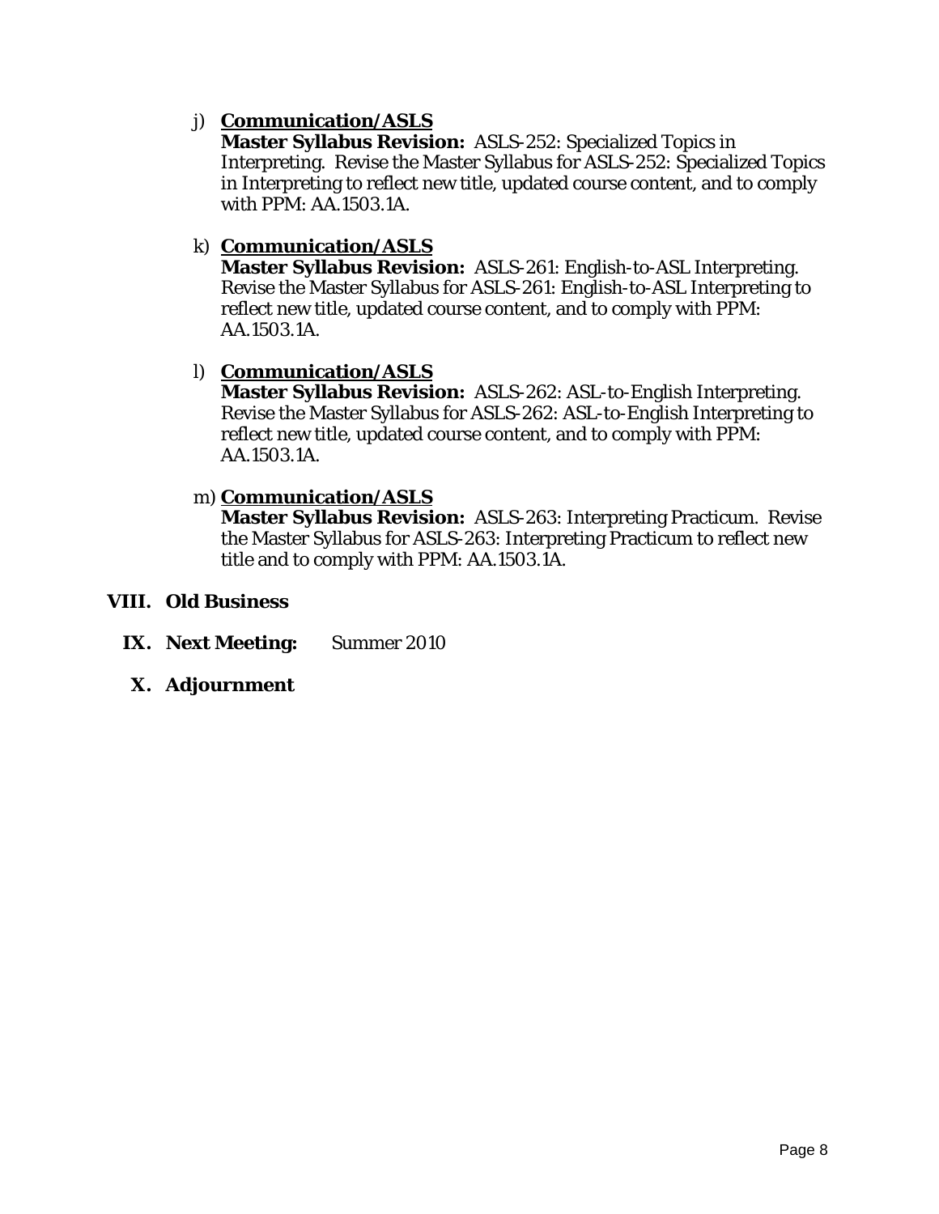j) **<u>Communication/ASLS</u>**
   **Master Syllabus Revision:** ASLS-252: Specialized Topics in Interpreting. Revise the Master Syllabus for ASLS-252: Specialized Topics in Interpreting to reflect new title, updated course content, and to comply with PPM: AA.1503.1A.

k) **<u>Communication/ASLS</u>**
   **Master Syllabus Revision:** ASLS-261: English-to-ASL Interpreting. Revise the Master Syllabus for ASLS-261: English-to-ASL Interpreting to reflect new title, updated course content, and to comply with PPM: AA.1503.1A.

l) **<u>Communication/ASLS</u>**
   **Master Syllabus Revision:** ASLS-262: ASL-to-English Interpreting. Revise the Master Syllabus for ASLS-262: ASL-to-English Interpreting to reflect new title, updated course content, and to comply with PPM: AA.1503.1A.

m) **<u>Communication/ASLS</u>**
   **Master Syllabus Revision:** ASLS-263: Interpreting Practicum. Revise the Master Syllabus for ASLS-263: Interpreting Practicum to reflect new title and to comply with PPM: AA.1503.1A.

**VIII. Old Business**

**IX. Next Meeting:** Summer 2010

**X. Adjournment**